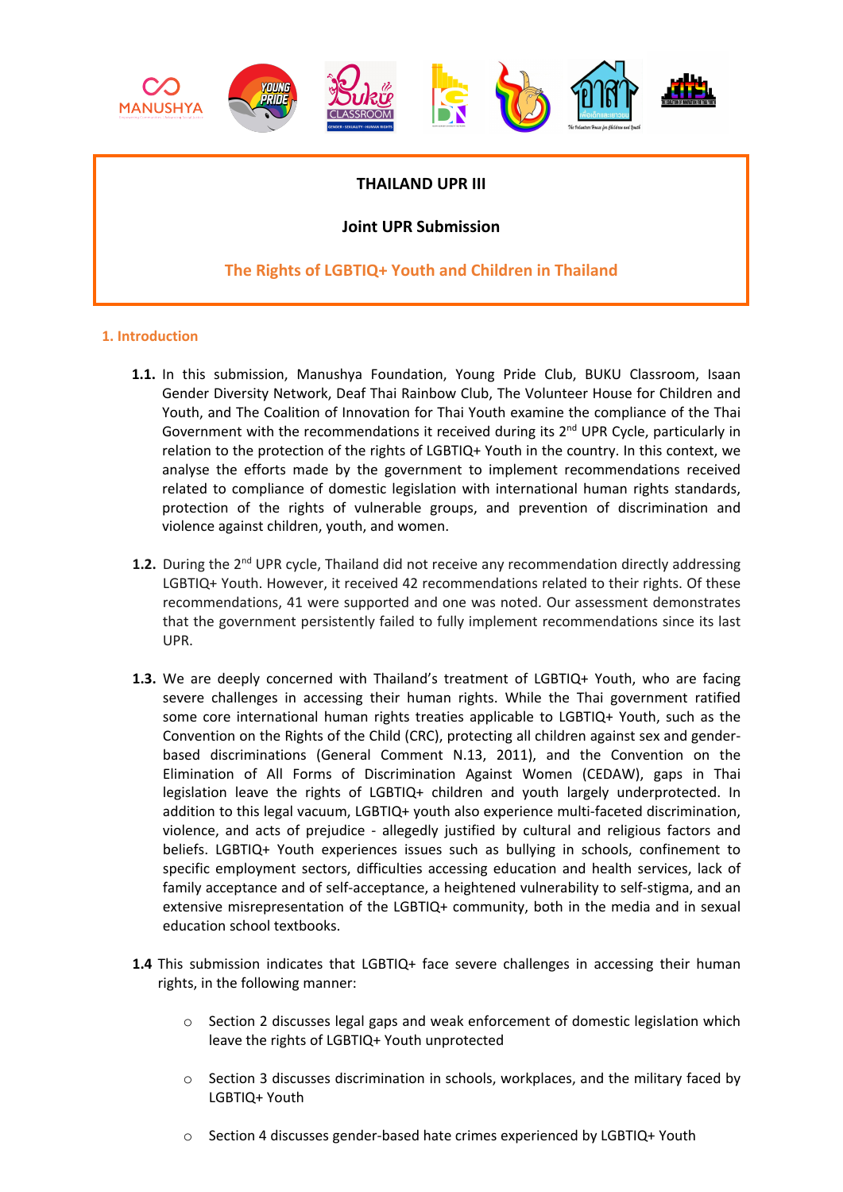**THAILAND UPR III**

**Joint UPR Submission**

**The Rights of LGBTIQ+ Youth and Children in Thailand**

## 1. Introduction

**1.1.** In this submission, Manushya Foundation, Young Pride Club, BUKU Classroom, Isaan Gender Diversity Network, Deaf Thai Rainbow Club, The Volunteer House for Children and Youth, and The Coalition of Innovation for Thai Youth examine the compliance of the Thai Government with the recommendations it received during its 2nd UPR Cycle, particularly in relation to the protection of the rights of LGBTIQ+ Youth in the country. In this context, we analyse the efforts made by the government to implement recommendations received related to compliance of domestic legislation with international human rights standards, protection of the rights of vulnerable groups, and prevention of discrimination and violence against children, youth, and women.

**1.2.** During the 2nd UPR cycle, Thailand did not receive any recommendation directly addressing LGBTIQ+ Youth. However, it received 42 recommendations related to their rights. Of these recommendations, 41 were supported and one was noted. Our assessment demonstrates that the government persistently failed to fully implement recommendations since its last UPR.

**1.3.** We are deeply concerned with Thailand's treatment of LGBTIQ+ Youth, who are facing severe challenges in accessing their human rights. While the Thai government ratified some core international human rights treaties applicable to LGBTIQ+ Youth, such as the Convention on the Rights of the Child (CRC), protecting all children against sex and gender-based discriminations (General Comment N.13, 2011), and the Convention on the Elimination of All Forms of Discrimination Against Women (CEDAW), gaps in Thai legislation leave the rights of LGBTIQ+ children and youth largely underprotected. In addition to this legal vacuum, LGBTIQ+ youth also experience multi-faceted discrimination, violence, and acts of prejudice - allegedly justified by cultural and religious factors and beliefs. LGBTIQ+ Youth experiences issues such as bullying in schools, confinement to specific employment sectors, difficulties accessing education and health services, lack of family acceptance and of self-acceptance, a heightened vulnerability to self-stigma, and an extensive misrepresentation of the LGBTIQ+ community, both in the media and in sexual education school textbooks.

**1.4** This submission indicates that LGBTIQ+ face severe challenges in accessing their human rights, in the following manner:

- Section 2 discusses legal gaps and weak enforcement of domestic legislation which leave the rights of LGBTIQ+ Youth unprotected
- Section 3 discusses discrimination in schools, workplaces, and the military faced by LGBTIQ+ Youth
- Section 4 discusses gender-based hate crimes experienced by LGBTIQ+ Youth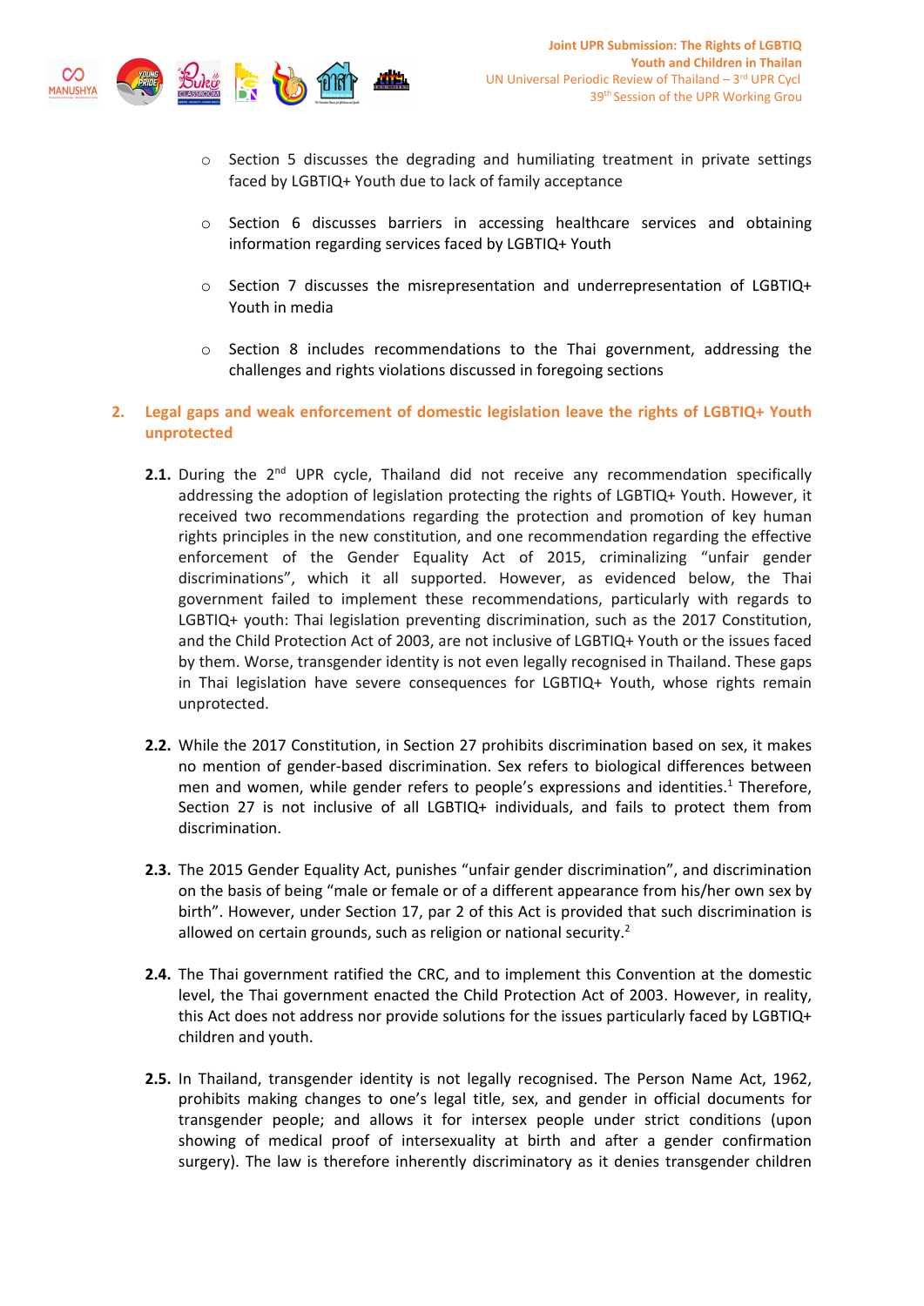- Section 5 discusses the degrading and humiliating treatment in private settings faced by LGBTIQ+ Youth due to lack of family acceptance

- Section 6 discusses barriers in accessing healthcare services and obtaining information regarding services faced by LGBTIQ+ Youth

- Section 7 discusses the misrepresentation and underrepresentation of LGBTIQ+ Youth in media

- Section 8 includes recommendations to the Thai government, addressing the challenges and rights violations discussed in foregoing sections

## 2. Legal gaps and weak enforcement of domestic legislation leave the rights of LGBTIQ+ Youth unprotected

**2.1.** During the 2nd UPR cycle, Thailand did not receive any recommendation specifically addressing the adoption of legislation protecting the rights of LGBTIQ+ Youth. However, it received two recommendations regarding the protection and promotion of key human rights principles in the new constitution, and one recommendation regarding the effective enforcement of the Gender Equality Act of 2015, criminalizing "unfair gender discriminations", which it all supported. However, as evidenced below, the Thai government failed to implement these recommendations, particularly with regards to LGBTIQ+ youth: Thai legislation preventing discrimination, such as the 2017 Constitution, and the Child Protection Act of 2003, are not inclusive of LGBTIQ+ Youth or the issues faced by them. Worse, transgender identity is not even legally recognised in Thailand. These gaps in Thai legislation have severe consequences for LGBTIQ+ Youth, whose rights remain unprotected.

**2.2.** While the 2017 Constitution, in Section 27 prohibits discrimination based on sex, it makes no mention of gender-based discrimination. Sex refers to biological differences between men and women, while gender refers to people's expressions and identities.[1] Therefore, Section 27 is not inclusive of all LGBTIQ+ individuals, and fails to protect them from discrimination.

**2.3.** The 2015 Gender Equality Act, punishes "unfair gender discrimination", and discrimination on the basis of being "male or female or of a different appearance from his/her own sex by birth". However, under Section 17, par 2 of this Act is provided that such discrimination is allowed on certain grounds, such as religion or national security.[2]

**2.4.** The Thai government ratified the CRC, and to implement this Convention at the domestic level, the Thai government enacted the Child Protection Act of 2003. However, in reality, this Act does not address nor provide solutions for the issues particularly faced by LGBTIQ+ children and youth.

**2.5.** In Thailand, transgender identity is not legally recognised. The Person Name Act, 1962, prohibits making changes to one's legal title, sex, and gender in official documents for transgender people; and allows it for intersex people under strict conditions (upon showing of medical proof of intersexuality at birth and after a gender confirmation surgery). The law is therefore inherently discriminatory as it denies transgender children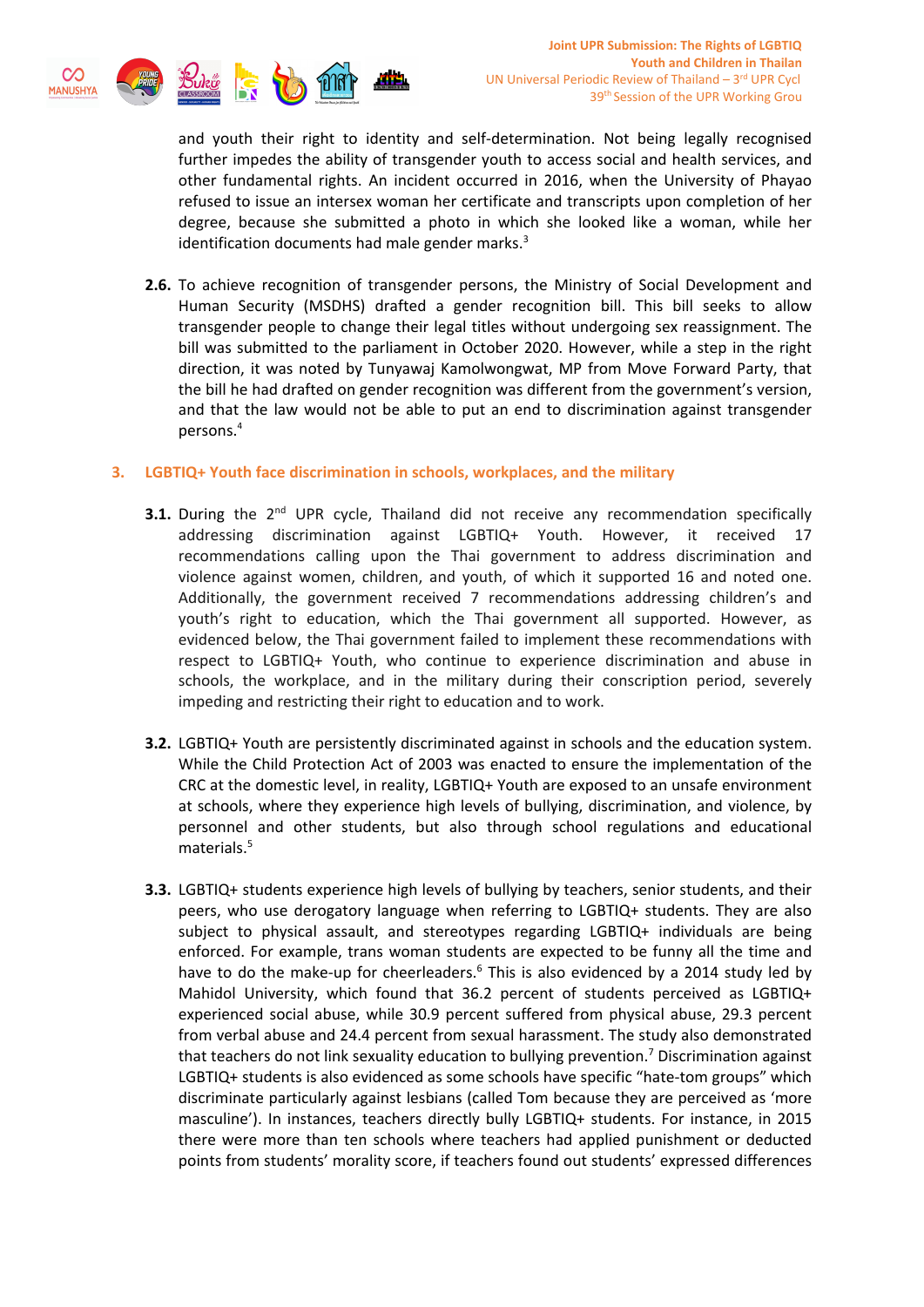and youth their right to identity and self-determination. Not being legally recognised further impedes the ability of transgender youth to access social and health services, and other fundamental rights. An incident occurred in 2016, when the University of Phayao refused to issue an intersex woman her certificate and transcripts upon completion of her degree, because she submitted a photo in which she looked like a woman, while her identification documents had male gender marks.[3]

**2.6.** To achieve recognition of transgender persons, the Ministry of Social Development and Human Security (MSDHS) drafted a gender recognition bill. This bill seeks to allow transgender people to change their legal titles without undergoing sex reassignment. The bill was submitted to the parliament in October 2020. However, while a step in the right direction, it was noted by Tunyawaj Kamolwongwat, MP from Move Forward Party, that the bill he had drafted on gender recognition was different from the government's version, and that the law would not be able to put an end to discrimination against transgender persons.[4]

## 3. LGBTIQ+ Youth face discrimination in schools, workplaces, and the military

**3.1.** During the 2nd UPR cycle, Thailand did not receive any recommendation specifically addressing discrimination against LGBTIQ+ Youth. However, it received 17 recommendations calling upon the Thai government to address discrimination and violence against women, children, and youth, of which it supported 16 and noted one. Additionally, the government received 7 recommendations addressing children's and youth's right to education, which the Thai government all supported. However, as evidenced below, the Thai government failed to implement these recommendations with respect to LGBTIQ+ Youth, who continue to experience discrimination and abuse in schools, the workplace, and in the military during their conscription period, severely impeding and restricting their right to education and to work.

**3.2.** LGBTIQ+ Youth are persistently discriminated against in schools and the education system. While the Child Protection Act of 2003 was enacted to ensure the implementation of the CRC at the domestic level, in reality, LGBTIQ+ Youth are exposed to an unsafe environment at schools, where they experience high levels of bullying, discrimination, and violence, by personnel and other students, but also through school regulations and educational materials.[5]

**3.3.** LGBTIQ+ students experience high levels of bullying by teachers, senior students, and their peers, who use derogatory language when referring to LGBTIQ+ students. They are also subject to physical assault, and stereotypes regarding LGBTIQ+ individuals are being enforced. For example, trans woman students are expected to be funny all the time and have to do the make-up for cheerleaders.[6] This is also evidenced by a 2014 study led by Mahidol University, which found that 36.2 percent of students perceived as LGBTIQ+ experienced social abuse, while 30.9 percent suffered from physical abuse, 29.3 percent from verbal abuse and 24.4 percent from sexual harassment. The study also demonstrated that teachers do not link sexuality education to bullying prevention.[7] Discrimination against LGBTIQ+ students is also evidenced as some schools have specific "hate-tom groups" which discriminate particularly against lesbians (called Tom because they are perceived as 'more masculine'). In instances, teachers directly bully LGBTIQ+ students. For instance, in 2015 there were more than ten schools where teachers had applied punishment or deducted points from students' morality score, if teachers found out students' expressed differences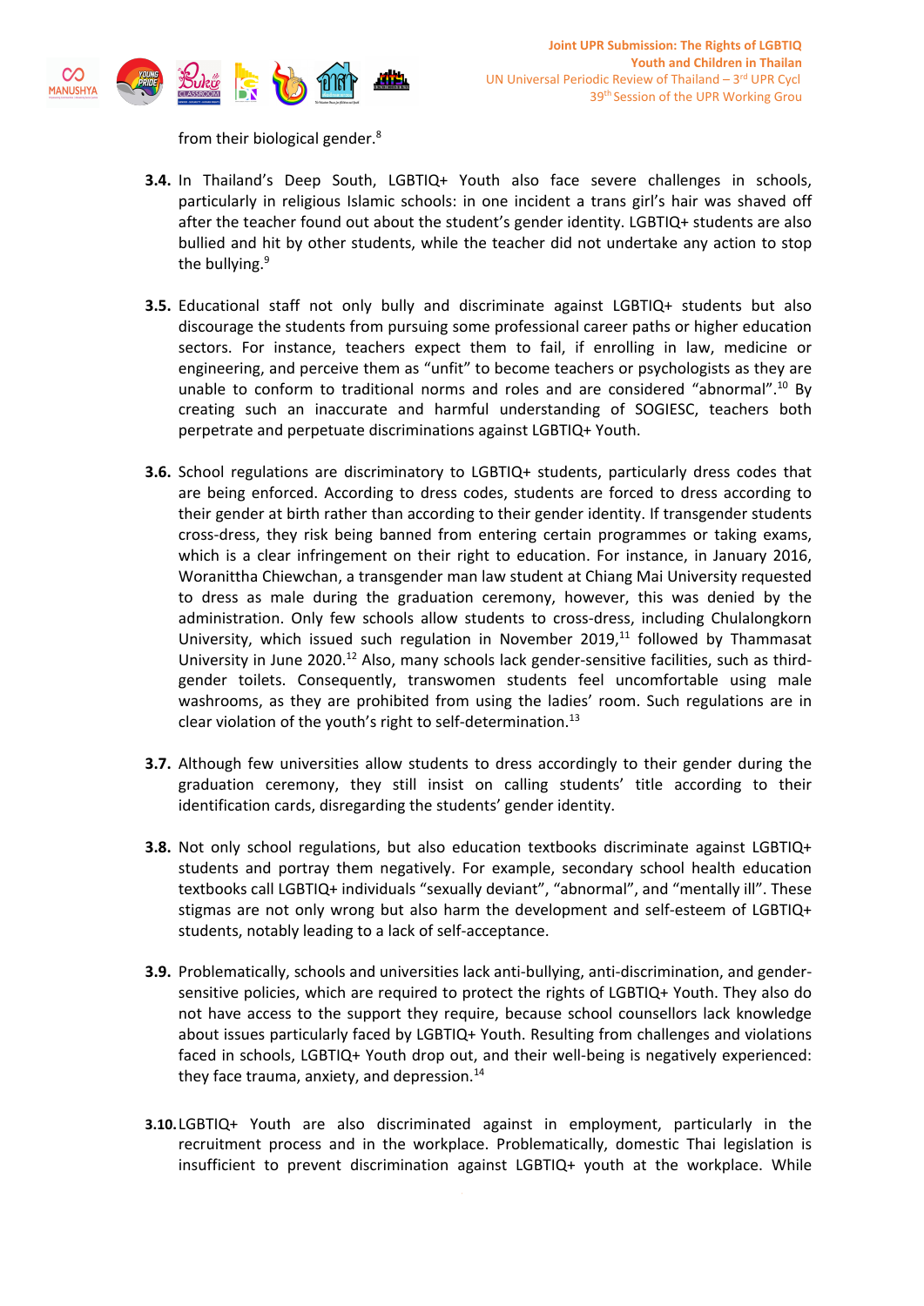from their biological gender.[8]

**3.4.** In Thailand's Deep South, LGBTIQ+ Youth also face severe challenges in schools, particularly in religious Islamic schools: in one incident a trans girl's hair was shaved off after the teacher found out about the student's gender identity. LGBTIQ+ students are also bullied and hit by other students, while the teacher did not undertake any action to stop the bullying.[9]

**3.5.** Educational staff not only bully and discriminate against LGBTIQ+ students but also discourage the students from pursuing some professional career paths or higher education sectors. For instance, teachers expect them to fail, if enrolling in law, medicine or engineering, and perceive them as "unfit" to become teachers or psychologists as they are unable to conform to traditional norms and roles and are considered "abnormal".[10] By creating such an inaccurate and harmful understanding of SOGIESC, teachers both perpetrate and perpetuate discriminations against LGBTIQ+ Youth.

**3.6.** School regulations are discriminatory to LGBTIQ+ students, particularly dress codes that are being enforced. According to dress codes, students are forced to dress according to their gender at birth rather than according to their gender identity. If transgender students cross-dress, they risk being banned from entering certain programmes or taking exams, which is a clear infringement on their right to education. For instance, in January 2016, Woranittha Chiewchan, a transgender man law student at Chiang Mai University requested to dress as male during the graduation ceremony, however, this was denied by the administration. Only few schools allow students to cross-dress, including Chulalongkorn University, which issued such regulation in November 2019,[11] followed by Thammasat University in June 2020.[12] Also, many schools lack gender-sensitive facilities, such as third-gender toilets. Consequently, transwomen students feel uncomfortable using male washrooms, as they are prohibited from using the ladies' room. Such regulations are in clear violation of the youth's right to self-determination.[13]

**3.7.** Although few universities allow students to dress accordingly to their gender during the graduation ceremony, they still insist on calling students' title according to their identification cards, disregarding the students' gender identity.

**3.8.** Not only school regulations, but also education textbooks discriminate against LGBTIQ+ students and portray them negatively. For example, secondary school health education textbooks call LGBTIQ+ individuals "sexually deviant", "abnormal", and "mentally ill". These stigmas are not only wrong but also harm the development and self-esteem of LGBTIQ+ students, notably leading to a lack of self-acceptance.

**3.9.** Problematically, schools and universities lack anti-bullying, anti-discrimination, and gender-sensitive policies, which are required to protect the rights of LGBTIQ+ Youth. They also do not have access to the support they require, because school counsellors lack knowledge about issues particularly faced by LGBTIQ+ Youth. Resulting from challenges and violations faced in schools, LGBTIQ+ Youth drop out, and their well-being is negatively experienced: they face trauma, anxiety, and depression.[14]

**3.10.** LGBTIQ+ Youth are also discriminated against in employment, particularly in the recruitment process and in the workplace. Problematically, domestic Thai legislation is insufficient to prevent discrimination against LGBTIQ+ youth at the workplace. While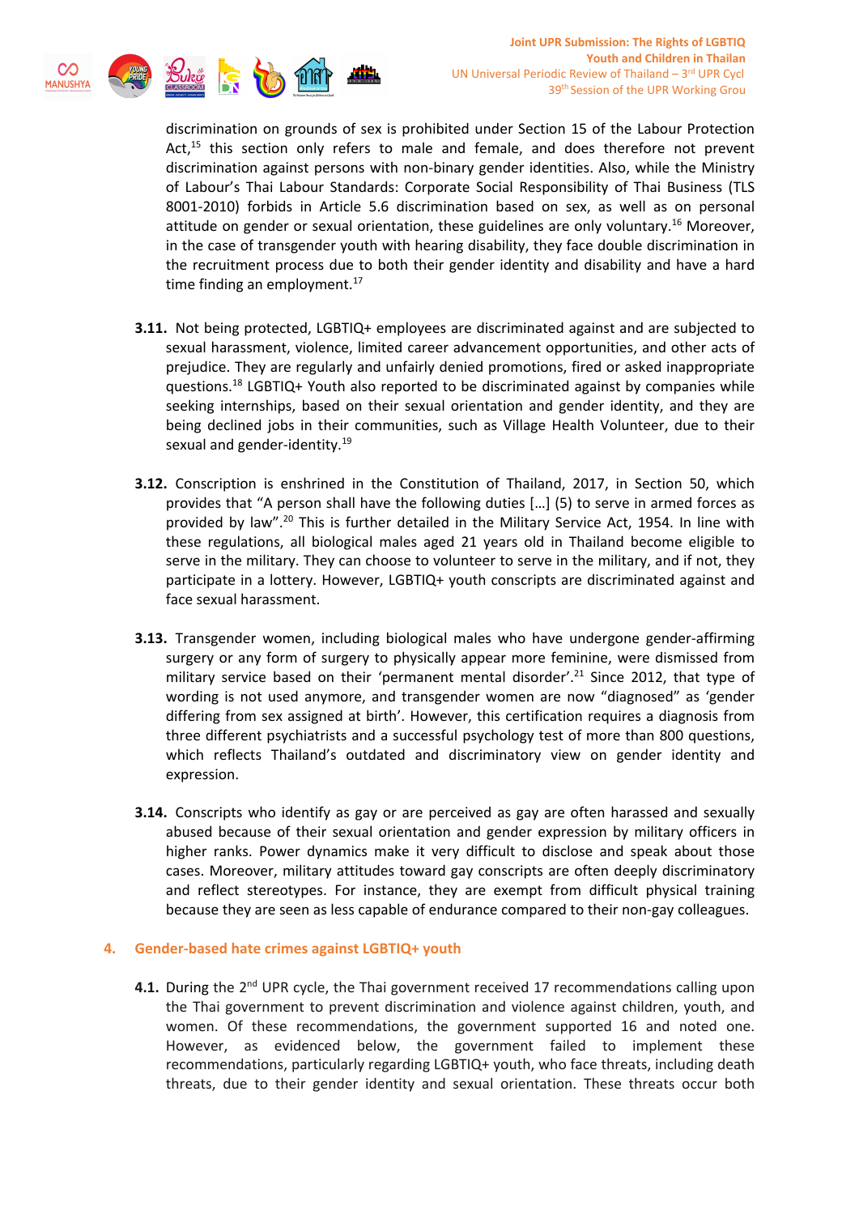discrimination on grounds of sex is prohibited under Section 15 of the Labour Protection Act,[15] this section only refers to male and female, and does therefore not prevent discrimination against persons with non-binary gender identities. Also, while the Ministry of Labour's Thai Labour Standards: Corporate Social Responsibility of Thai Business (TLS 8001-2010) forbids in Article 5.6 discrimination based on sex, as well as on personal attitude on gender or sexual orientation, these guidelines are only voluntary.[16] Moreover, in the case of transgender youth with hearing disability, they face double discrimination in the recruitment process due to both their gender identity and disability and have a hard time finding an employment.[17]

**3.11.** Not being protected, LGBTIQ+ employees are discriminated against and are subjected to sexual harassment, violence, limited career advancement opportunities, and other acts of prejudice. They are regularly and unfairly denied promotions, fired or asked inappropriate questions.[18] LGBTIQ+ Youth also reported to be discriminated against by companies while seeking internships, based on their sexual orientation and gender identity, and they are being declined jobs in their communities, such as Village Health Volunteer, due to their sexual and gender-identity.[19]

**3.12.** Conscription is enshrined in the Constitution of Thailand, 2017, in Section 50, which provides that "A person shall have the following duties […] (5) to serve in armed forces as provided by law".[20] This is further detailed in the Military Service Act, 1954. In line with these regulations, all biological males aged 21 years old in Thailand become eligible to serve in the military. They can choose to volunteer to serve in the military, and if not, they participate in a lottery. However, LGBTIQ+ youth conscripts are discriminated against and face sexual harassment.

**3.13.** Transgender women, including biological males who have undergone gender-affirming surgery or any form of surgery to physically appear more feminine, were dismissed from military service based on their 'permanent mental disorder'.[21] Since 2012, that type of wording is not used anymore, and transgender women are now "diagnosed" as 'gender differing from sex assigned at birth'. However, this certification requires a diagnosis from three different psychiatrists and a successful psychology test of more than 800 questions, which reflects Thailand's outdated and discriminatory view on gender identity and expression.

**3.14.** Conscripts who identify as gay or are perceived as gay are often harassed and sexually abused because of their sexual orientation and gender expression by military officers in higher ranks. Power dynamics make it very difficult to disclose and speak about those cases. Moreover, military attitudes toward gay conscripts are often deeply discriminatory and reflect stereotypes. For instance, they are exempt from difficult physical training because they are seen as less capable of endurance compared to their non-gay colleagues.

## 4. Gender-based hate crimes against LGBTIQ+ youth

**4.1.** During the 2[nd] UPR cycle, the Thai government received 17 recommendations calling upon the Thai government to prevent discrimination and violence against children, youth, and women. Of these recommendations, the government supported 16 and noted one. However, as evidenced below, the government failed to implement these recommendations, particularly regarding LGBTIQ+ youth, who face threats, including death threats, due to their gender identity and sexual orientation. These threats occur both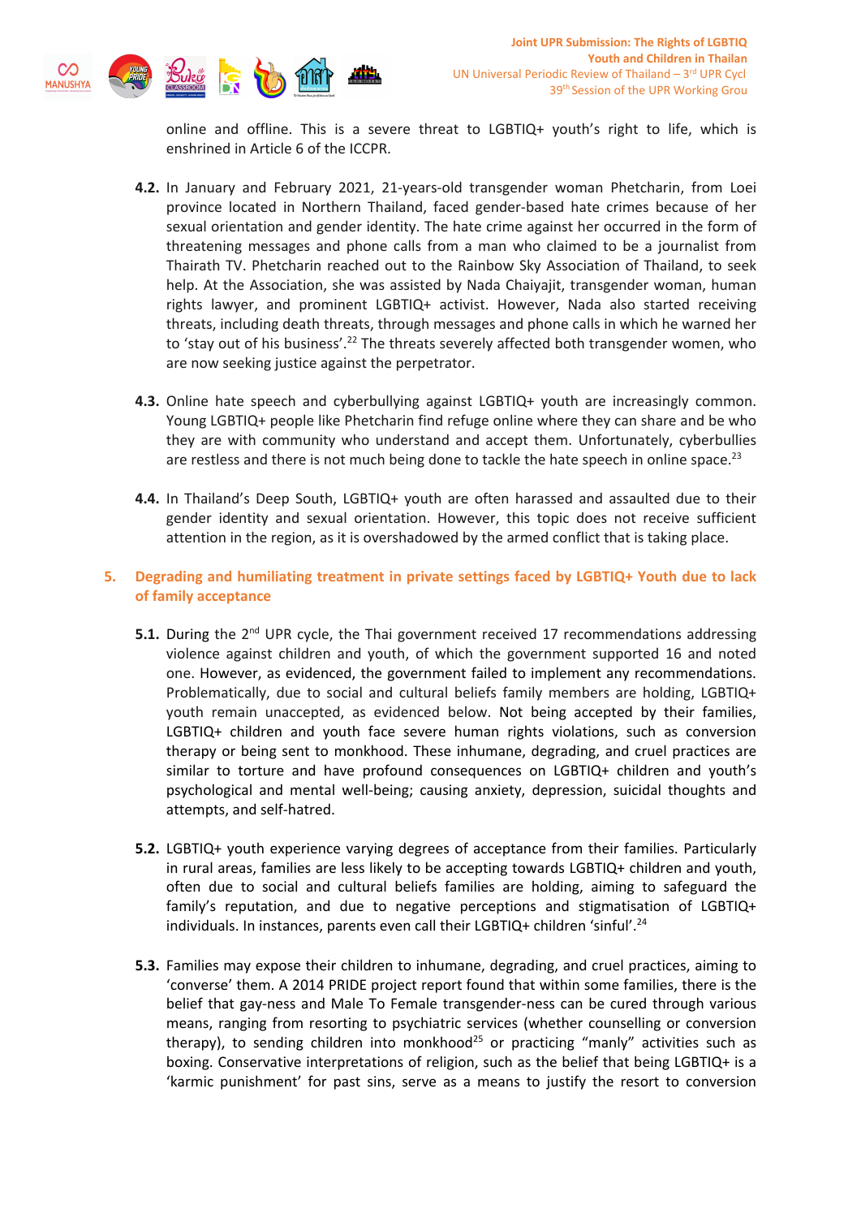online and offline. This is a severe threat to LGBTIQ+ youth's right to life, which is enshrined in Article 6 of the ICCPR.

**4.2.** In January and February 2021, 21-years-old transgender woman Phetcharin, from Loei province located in Northern Thailand, faced gender-based hate crimes because of her sexual orientation and gender identity. The hate crime against her occurred in the form of threatening messages and phone calls from a man who claimed to be a journalist from Thairath TV. Phetcharin reached out to the Rainbow Sky Association of Thailand, to seek help. At the Association, she was assisted by Nada Chaiyajit, transgender woman, human rights lawyer, and prominent LGBTIQ+ activist. However, Nada also started receiving threats, including death threats, through messages and phone calls in which he warned her to 'stay out of his business'.[22] The threats severely affected both transgender women, who are now seeking justice against the perpetrator.

**4.3.** Online hate speech and cyberbullying against LGBTIQ+ youth are increasingly common. Young LGBTIQ+ people like Phetcharin find refuge online where they can share and be who they are with community who understand and accept them. Unfortunately, cyberbullies are restless and there is not much being done to tackle the hate speech in online space.[23]

**4.4.** In Thailand's Deep South, LGBTIQ+ youth are often harassed and assaulted due to their gender identity and sexual orientation. However, this topic does not receive sufficient attention in the region, as it is overshadowed by the armed conflict that is taking place.

## 5. Degrading and humiliating treatment in private settings faced by LGBTIQ+ Youth due to lack of family acceptance

**5.1.** During the 2nd UPR cycle, the Thai government received 17 recommendations addressing violence against children and youth, of which the government supported 16 and noted one. However, as evidenced, the government failed to implement any recommendations. Problematically, due to social and cultural beliefs family members are holding, LGBTIQ+ youth remain unaccepted, as evidenced below. Not being accepted by their families, LGBTIQ+ children and youth face severe human rights violations, such as conversion therapy or being sent to monkhood. These inhumane, degrading, and cruel practices are similar to torture and have profound consequences on LGBTIQ+ children and youth's psychological and mental well-being; causing anxiety, depression, suicidal thoughts and attempts, and self-hatred.

**5.2.** LGBTIQ+ youth experience varying degrees of acceptance from their families. Particularly in rural areas, families are less likely to be accepting towards LGBTIQ+ children and youth, often due to social and cultural beliefs families are holding, aiming to safeguard the family's reputation, and due to negative perceptions and stigmatisation of LGBTIQ+ individuals. In instances, parents even call their LGBTIQ+ children 'sinful'.[24]

**5.3.** Families may expose their children to inhumane, degrading, and cruel practices, aiming to 'converse' them. A 2014 PRIDE project report found that within some families, there is the belief that gay-ness and Male To Female transgender-ness can be cured through various means, ranging from resorting to psychiatric services (whether counselling or conversion therapy), to sending children into monkhood[25] or practicing "manly" activities such as boxing. Conservative interpretations of religion, such as the belief that being LGBTIQ+ is a 'karmic punishment' for past sins, serve as a means to justify the resort to conversion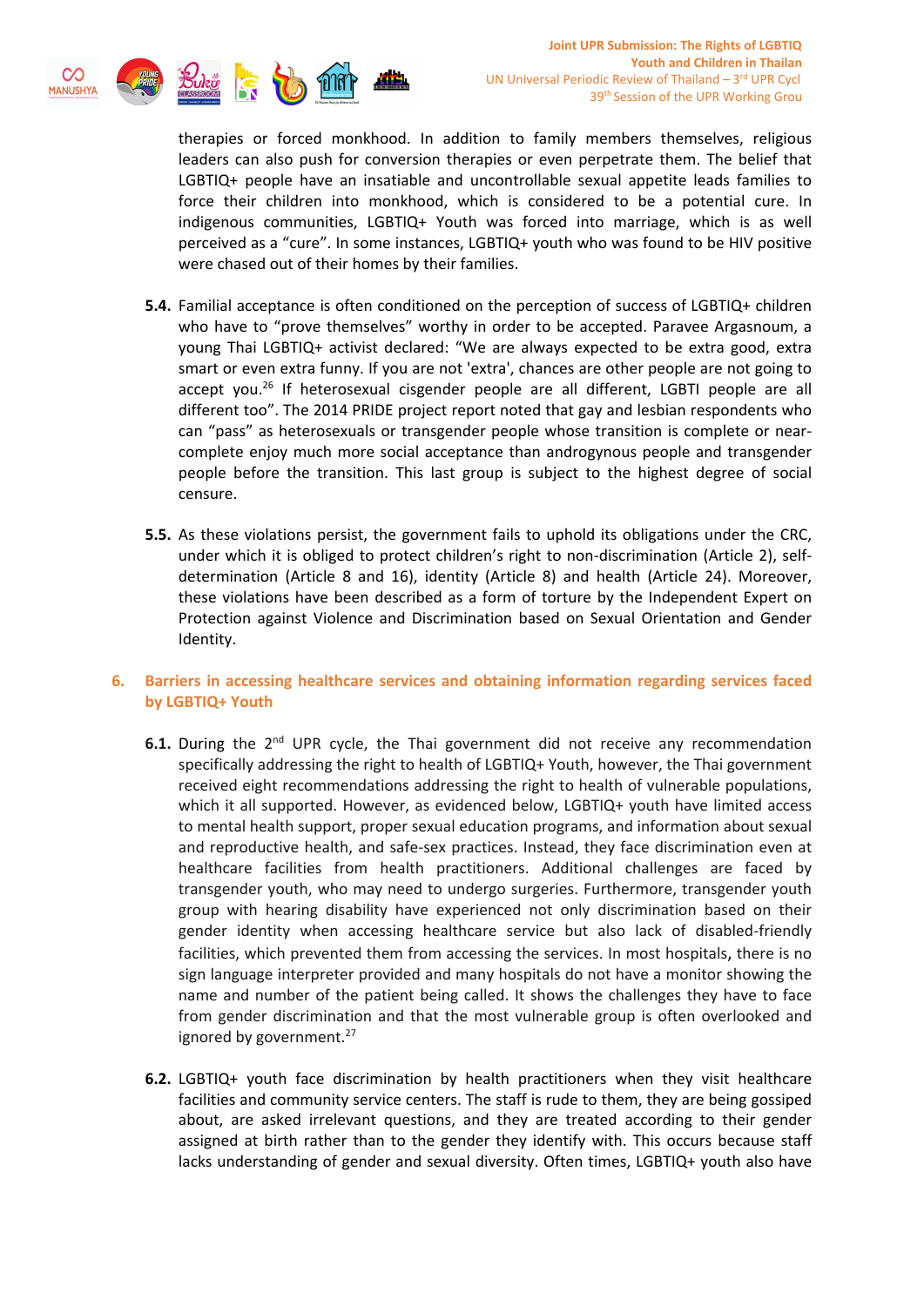therapies or forced monkhood. In addition to family members themselves, religious leaders can also push for conversion therapies or even perpetrate them. The belief that LGBTIQ+ people have an insatiable and uncontrollable sexual appetite leads families to force their children into monkhood, which is considered to be a potential cure. In indigenous communities, LGBTIQ+ Youth was forced into marriage, which is as well perceived as a "cure". In some instances, LGBTIQ+ youth who was found to be HIV positive were chased out of their homes by their families.

**5.4.** Familial acceptance is often conditioned on the perception of success of LGBTIQ+ children who have to "prove themselves" worthy in order to be accepted. Paravee Argasnoum, a young Thai LGBTIQ+ activist declared: "We are always expected to be extra good, extra smart or even extra funny. If you are not 'extra', chances are other people are not going to accept you.[26] If heterosexual cisgender people are all different, LGBTI people are all different too". The 2014 PRIDE project report noted that gay and lesbian respondents who can "pass" as heterosexuals or transgender people whose transition is complete or near-complete enjoy much more social acceptance than androgynous people and transgender people before the transition. This last group is subject to the highest degree of social censure.

**5.5.** As these violations persist, the government fails to uphold its obligations under the CRC, under which it is obliged to protect children's right to non-discrimination (Article 2), self-determination (Article 8 and 16), identity (Article 8) and health (Article 24). Moreover, these violations have been described as a form of torture by the Independent Expert on Protection against Violence and Discrimination based on Sexual Orientation and Gender Identity.

## 6. Barriers in accessing healthcare services and obtaining information regarding services faced by LGBTIQ+ Youth

**6.1.** During the 2nd UPR cycle, the Thai government did not receive any recommendation specifically addressing the right to health of LGBTIQ+ Youth, however, the Thai government received eight recommendations addressing the right to health of vulnerable populations, which it all supported. However, as evidenced below, LGBTIQ+ youth have limited access to mental health support, proper sexual education programs, and information about sexual and reproductive health, and safe-sex practices. Instead, they face discrimination even at healthcare facilities from health practitioners. Additional challenges are faced by transgender youth, who may need to undergo surgeries. Furthermore, transgender youth group with hearing disability have experienced not only discrimination based on their gender identity when accessing healthcare service but also lack of disabled-friendly facilities, which prevented them from accessing the services. In most hospitals, there is no sign language interpreter provided and many hospitals do not have a monitor showing the name and number of the patient being called. It shows the challenges they have to face from gender discrimination and that the most vulnerable group is often overlooked and ignored by government.[27]

**6.2.** LGBTIQ+ youth face discrimination by health practitioners when they visit healthcare facilities and community service centers. The staff is rude to them, they are being gossiped about, are asked irrelevant questions, and they are treated according to their gender assigned at birth rather than to the gender they identify with. This occurs because staff lacks understanding of gender and sexual diversity. Often times, LGBTIQ+ youth also have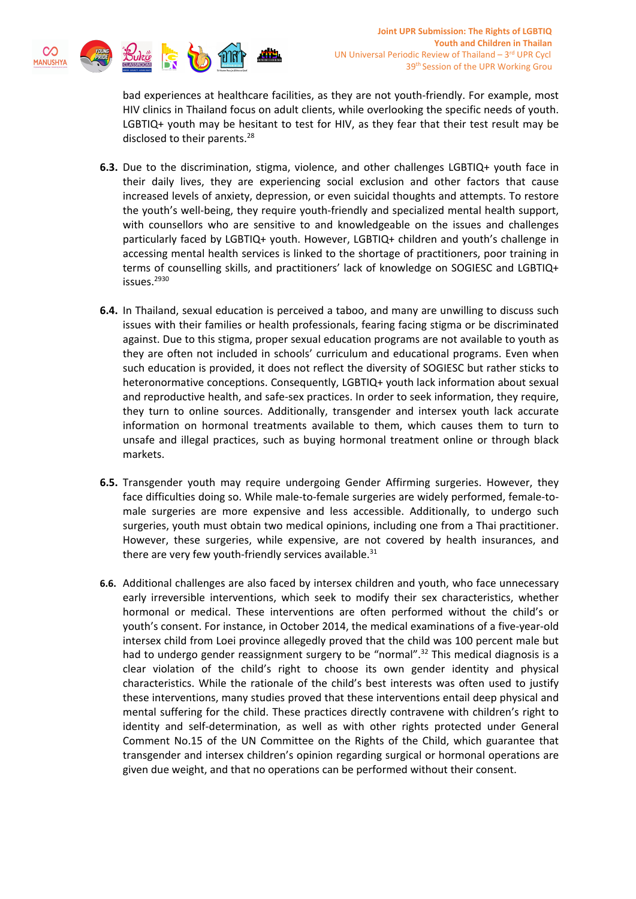bad experiences at healthcare facilities, as they are not youth-friendly. For example, most HIV clinics in Thailand focus on adult clients, while overlooking the specific needs of youth. LGBTIQ+ youth may be hesitant to test for HIV, as they fear that their test result may be disclosed to their parents.[28]

**6.3.** Due to the discrimination, stigma, violence, and other challenges LGBTIQ+ youth face in their daily lives, they are experiencing social exclusion and other factors that cause increased levels of anxiety, depression, or even suicidal thoughts and attempts. To restore the youth's well-being, they require youth-friendly and specialized mental health support, with counsellors who are sensitive to and knowledgeable on the issues and challenges particularly faced by LGBTIQ+ youth. However, LGBTIQ+ children and youth's challenge in accessing mental health services is linked to the shortage of practitioners, poor training in terms of counselling skills, and practitioners' lack of knowledge on SOGIESC and LGBTIQ+ issues.[2930]

**6.4.** In Thailand, sexual education is perceived a taboo, and many are unwilling to discuss such issues with their families or health professionals, fearing facing stigma or be discriminated against. Due to this stigma, proper sexual education programs are not available to youth as they are often not included in schools' curriculum and educational programs. Even when such education is provided, it does not reflect the diversity of SOGIESC but rather sticks to heteronormative conceptions. Consequently, LGBTIQ+ youth lack information about sexual and reproductive health, and safe-sex practices. In order to seek information, they require, they turn to online sources. Additionally, transgender and intersex youth lack accurate information on hormonal treatments available to them, which causes them to turn to unsafe and illegal practices, such as buying hormonal treatment online or through black markets.

**6.5.** Transgender youth may require undergoing Gender Affirming surgeries. However, they face difficulties doing so. While male-to-female surgeries are widely performed, female-to-male surgeries are more expensive and less accessible. Additionally, to undergo such surgeries, youth must obtain two medical opinions, including one from a Thai practitioner. However, these surgeries, while expensive, are not covered by health insurances, and there are very few youth-friendly services available.[31]

**6.6.** Additional challenges are also faced by intersex children and youth, who face unnecessary early irreversible interventions, which seek to modify their sex characteristics, whether hormonal or medical. These interventions are often performed without the child's or youth's consent. For instance, in October 2014, the medical examinations of a five-year-old intersex child from Loei province allegedly proved that the child was 100 percent male but had to undergo gender reassignment surgery to be "normal".[32] This medical diagnosis is a clear violation of the child's right to choose its own gender identity and physical characteristics. While the rationale of the child's best interests was often used to justify these interventions, many studies proved that these interventions entail deep physical and mental suffering for the child. These practices directly contravene with children's right to identity and self-determination, as well as with other rights protected under General Comment No.15 of the UN Committee on the Rights of the Child, which guarantee that transgender and intersex children's opinion regarding surgical or hormonal operations are given due weight, and that no operations can be performed without their consent.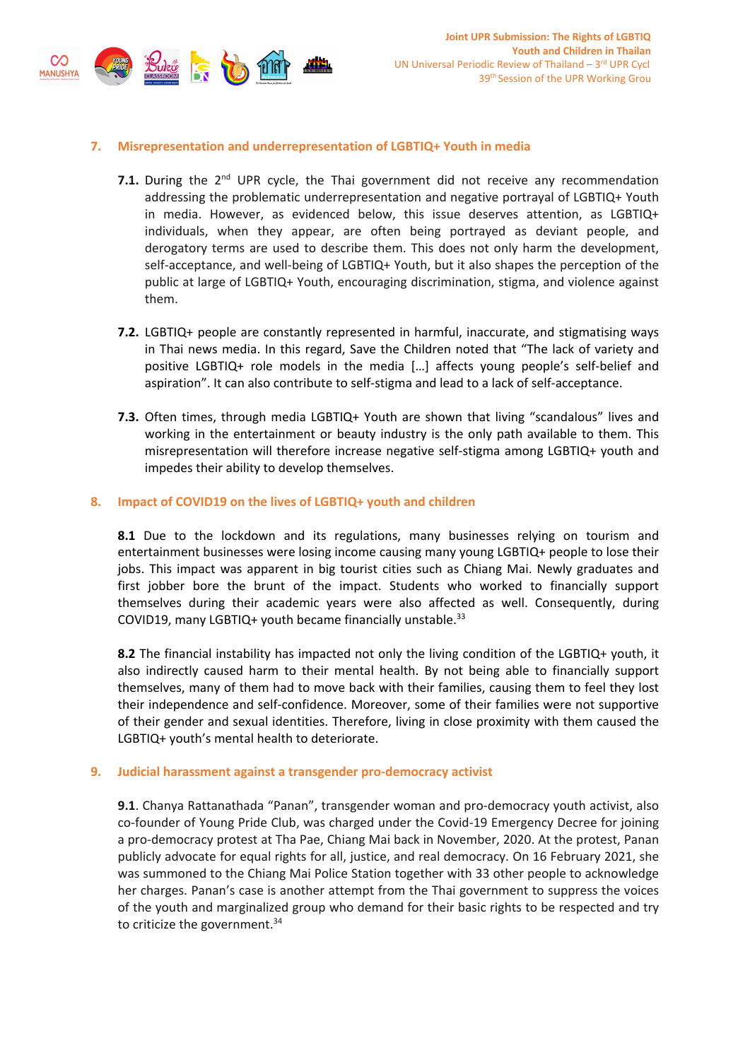## 7. Misrepresentation and underrepresentation of LGBTIQ+ Youth in media

**7.1.** During the 2nd UPR cycle, the Thai government did not receive any recommendation addressing the problematic underrepresentation and negative portrayal of LGBTIQ+ Youth in media. However, as evidenced below, this issue deserves attention, as LGBTIQ+ individuals, when they appear, are often being portrayed as deviant people, and derogatory terms are used to describe them. This does not only harm the development, self-acceptance, and well-being of LGBTIQ+ Youth, but it also shapes the perception of the public at large of LGBTIQ+ Youth, encouraging discrimination, stigma, and violence against them.

**7.2.** LGBTIQ+ people are constantly represented in harmful, inaccurate, and stigmatising ways in Thai news media. In this regard, Save the Children noted that "The lack of variety and positive LGBTIQ+ role models in the media […] affects young people's self-belief and aspiration". It can also contribute to self-stigma and lead to a lack of self-acceptance.

**7.3.** Often times, through media LGBTIQ+ Youth are shown that living "scandalous" lives and working in the entertainment or beauty industry is the only path available to them. This misrepresentation will therefore increase negative self-stigma among LGBTIQ+ youth and impedes their ability to develop themselves.

## 8. Impact of COVID19 on the lives of LGBTIQ+ youth and children

**8.1** Due to the lockdown and its regulations, many businesses relying on tourism and entertainment businesses were losing income causing many young LGBTIQ+ people to lose their jobs. This impact was apparent in big tourist cities such as Chiang Mai. Newly graduates and first jobber bore the brunt of the impact. Students who worked to financially support themselves during their academic years were also affected as well. Consequently, during COVID19, many LGBTIQ+ youth became financially unstable.[33]

**8.2** The financial instability has impacted not only the living condition of the LGBTIQ+ youth, it also indirectly caused harm to their mental health. By not being able to financially support themselves, many of them had to move back with their families, causing them to feel they lost their independence and self-confidence. Moreover, some of their families were not supportive of their gender and sexual identities. Therefore, living in close proximity with them caused the LGBTIQ+ youth's mental health to deteriorate.

## 9. Judicial harassment against a transgender pro-democracy activist

**9.1**. Chanya Rattanathada "Panan", transgender woman and pro-democracy youth activist, also co-founder of Young Pride Club, was charged under the Covid-19 Emergency Decree for joining a pro-democracy protest at Tha Pae, Chiang Mai back in November, 2020. At the protest, Panan publicly advocate for equal rights for all, justice, and real democracy. On 16 February 2021, she was summoned to the Chiang Mai Police Station together with 33 other people to acknowledge her charges. Panan's case is another attempt from the Thai government to suppress the voices of the youth and marginalized group who demand for their basic rights to be respected and try to criticize the government.[34]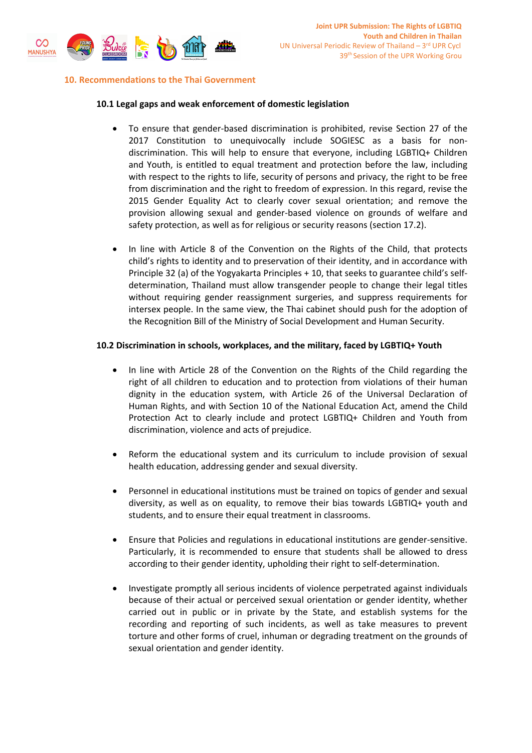## 10. Recommendations to the Thai Government

### 10.1 Legal gaps and weak enforcement of domestic legislation

- To ensure that gender-based discrimination is prohibited, revise Section 27 of the 2017 Constitution to unequivocally include SOGIESC as a basis for non-discrimination. This will help to ensure that everyone, including LGBTIQ+ Children and Youth, is entitled to equal treatment and protection before the law, including with respect to the rights to life, security of persons and privacy, the right to be free from discrimination and the right to freedom of expression. In this regard, revise the 2015 Gender Equality Act to clearly cover sexual orientation; and remove the provision allowing sexual and gender-based violence on grounds of welfare and safety protection, as well as for religious or security reasons (section 17.2).

- In line with Article 8 of the Convention on the Rights of the Child, that protects child's rights to identity and to preservation of their identity, and in accordance with Principle 32 (a) of the Yogyakarta Principles + 10, that seeks to guarantee child's self-determination, Thailand must allow transgender people to change their legal titles without requiring gender reassignment surgeries, and suppress requirements for intersex people. In the same view, the Thai cabinet should push for the adoption of the Recognition Bill of the Ministry of Social Development and Human Security.

### 10.2 Discrimination in schools, workplaces, and the military, faced by LGBTIQ+ Youth

- In line with Article 28 of the Convention on the Rights of the Child regarding the right of all children to education and to protection from violations of their human dignity in the education system, with Article 26 of the Universal Declaration of Human Rights, and with Section 10 of the National Education Act, amend the Child Protection Act to clearly include and protect LGBTIQ+ Children and Youth from discrimination, violence and acts of prejudice.

- Reform the educational system and its curriculum to include provision of sexual health education, addressing gender and sexual diversity.

- Personnel in educational institutions must be trained on topics of gender and sexual diversity, as well as on equality, to remove their bias towards LGBTIQ+ youth and students, and to ensure their equal treatment in classrooms.

- Ensure that Policies and regulations in educational institutions are gender-sensitive. Particularly, it is recommended to ensure that students shall be allowed to dress according to their gender identity, upholding their right to self-determination.

- Investigate promptly all serious incidents of violence perpetrated against individuals because of their actual or perceived sexual orientation or gender identity, whether carried out in public or in private by the State, and establish systems for the recording and reporting of such incidents, as well as take measures to prevent torture and other forms of cruel, inhuman or degrading treatment on the grounds of sexual orientation and gender identity.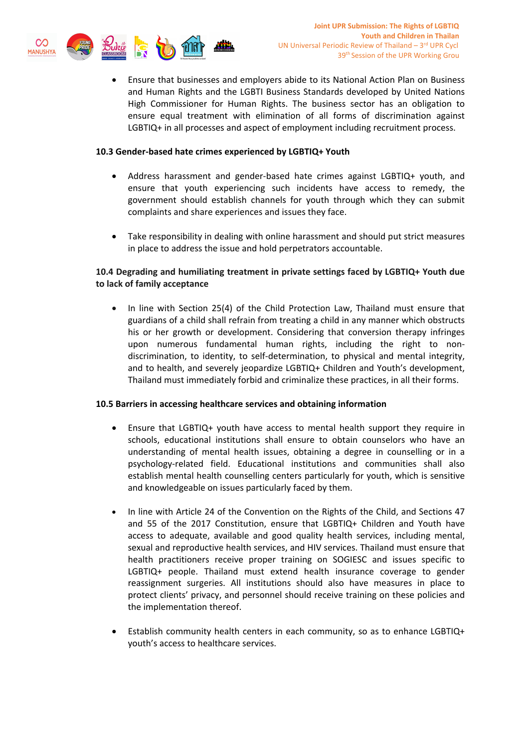- Ensure that businesses and employers abide to its National Action Plan on Business and Human Rights and the LGBTI Business Standards developed by United Nations High Commissioner for Human Rights. The business sector has an obligation to ensure equal treatment with elimination of all forms of discrimination against LGBTIQ+ in all processes and aspect of employment including recruitment process.

**10.3 Gender-based hate crimes experienced by LGBTIQ+ Youth**

- Address harassment and gender-based hate crimes against LGBTIQ+ youth, and ensure that youth experiencing such incidents have access to remedy, the government should establish channels for youth through which they can submit complaints and share experiences and issues they face.

- Take responsibility in dealing with online harassment and should put strict measures in place to address the issue and hold perpetrators accountable.

**10.4 Degrading and humiliating treatment in private settings faced by LGBTIQ+ Youth due to lack of family acceptance**

- In line with Section 25(4) of the Child Protection Law, Thailand must ensure that guardians of a child shall refrain from treating a child in any manner which obstructs his or her growth or development. Considering that conversion therapy infringes upon numerous fundamental human rights, including the right to non-discrimination, to identity, to self-determination, to physical and mental integrity, and to health, and severely jeopardize LGBTIQ+ Children and Youth's development, Thailand must immediately forbid and criminalize these practices, in all their forms.

**10.5 Barriers in accessing healthcare services and obtaining information**

- Ensure that LGBTIQ+ youth have access to mental health support they require in schools, educational institutions shall ensure to obtain counselors who have an understanding of mental health issues, obtaining a degree in counselling or in a psychology-related field. Educational institutions and communities shall also establish mental health counselling centers particularly for youth, which is sensitive and knowledgeable on issues particularly faced by them.

- In line with Article 24 of the Convention on the Rights of the Child, and Sections 47 and 55 of the 2017 Constitution, ensure that LGBTIQ+ Children and Youth have access to adequate, available and good quality health services, including mental, sexual and reproductive health services, and HIV services. Thailand must ensure that health practitioners receive proper training on SOGIESC and issues specific to LGBTIQ+ people. Thailand must extend health insurance coverage to gender reassignment surgeries. All institutions should also have measures in place to protect clients' privacy, and personnel should receive training on these policies and the implementation thereof.

- Establish community health centers in each community, so as to enhance LGBTIQ+ youth's access to healthcare services.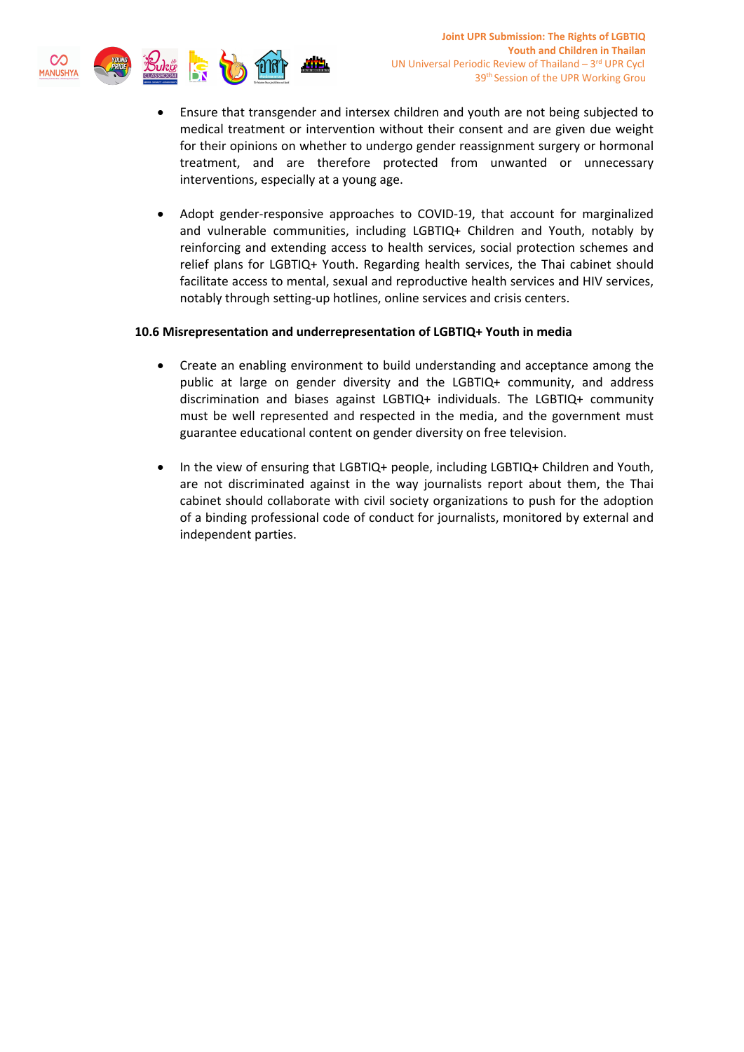- Ensure that transgender and intersex children and youth are not being subjected to medical treatment or intervention without their consent and are given due weight for their opinions on whether to undergo gender reassignment surgery or hormonal treatment, and are therefore protected from unwanted or unnecessary interventions, especially at a young age.

- Adopt gender-responsive approaches to COVID-19, that account for marginalized and vulnerable communities, including LGBTIQ+ Children and Youth, notably by reinforcing and extending access to health services, social protection schemes and relief plans for LGBTIQ+ Youth. Regarding health services, the Thai cabinet should facilitate access to mental, sexual and reproductive health services and HIV services, notably through setting-up hotlines, online services and crisis centers.

**10.6 Misrepresentation and underrepresentation of LGBTIQ+ Youth in media**

- Create an enabling environment to build understanding and acceptance among the public at large on gender diversity and the LGBTIQ+ community, and address discrimination and biases against LGBTIQ+ individuals. The LGBTIQ+ community must be well represented and respected in the media, and the government must guarantee educational content on gender diversity on free television.

- In the view of ensuring that LGBTIQ+ people, including LGBTIQ+ Children and Youth, are not discriminated against in the way journalists report about them, the Thai cabinet should collaborate with civil society organizations to push for the adoption of a binding professional code of conduct for journalists, monitored by external and independent parties.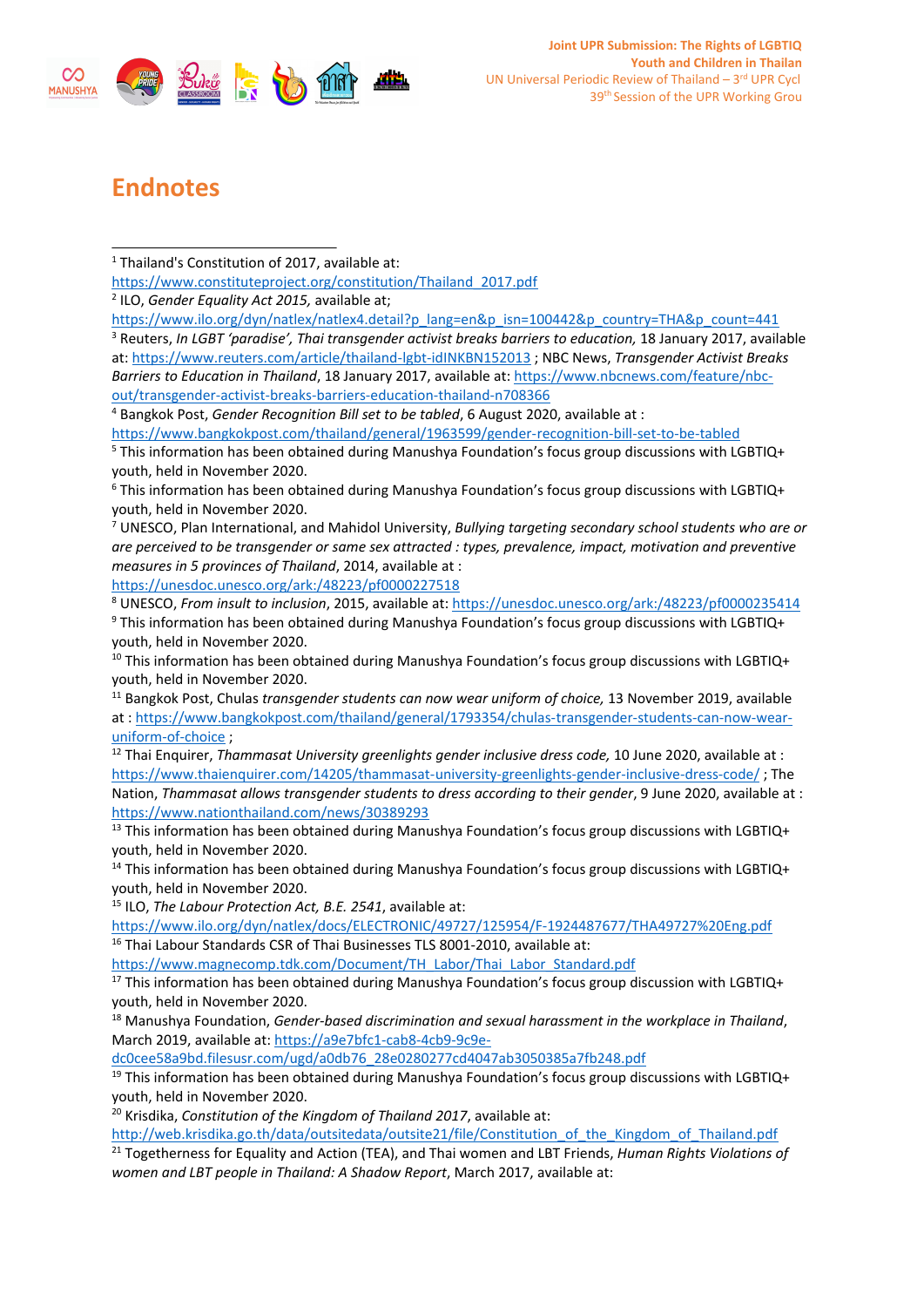# Endnotes

[1] Thailand's Constitution of 2017, available at: https://www.constituteproject.org/constitution/Thailand_2017.pdf

[2] ILO, *Gender Equality Act 2015,* available at; https://www.ilo.org/dyn/natlex/natlex4.detail?p_lang=en&p_isn=100442&p_country=THA&p_count=441

[3] Reuters, *In LGBT 'paradise', Thai transgender activist breaks barriers to education,* 18 January 2017, available at: https://www.reuters.com/article/thailand-lgbt-idINKBN152013 ; NBC News, *Transgender Activist Breaks Barriers to Education in Thailand*, 18 January 2017, available at: https://www.nbcnews.com/feature/nbc-out/transgender-activist-breaks-barriers-education-thailand-n708366

[4] Bangkok Post, *Gender Recognition Bill set to be tabled*, 6 August 2020, available at : https://www.bangkokpost.com/thailand/general/1963599/gender-recognition-bill-set-to-be-tabled

[5] This information has been obtained during Manushya Foundation's focus group discussions with LGBTIQ+ youth, held in November 2020.

[6] This information has been obtained during Manushya Foundation's focus group discussions with LGBTIQ+ youth, held in November 2020.

[7] UNESCO, Plan International, and Mahidol University, *Bullying targeting secondary school students who are or are perceived to be transgender or same sex attracted : types, prevalence, impact, motivation and preventive measures in 5 provinces of Thailand*, 2014, available at : https://unesdoc.unesco.org/ark:/48223/pf0000227518

[8] UNESCO, *From insult to inclusion*, 2015, available at: https://unesdoc.unesco.org/ark:/48223/pf0000235414

[9] This information has been obtained during Manushya Foundation's focus group discussions with LGBTIQ+ youth, held in November 2020.

[10] This information has been obtained during Manushya Foundation's focus group discussions with LGBTIQ+ youth, held in November 2020.

[11] Bangkok Post, Chulas *transgender students can now wear uniform of choice,* 13 November 2019, available at : https://www.bangkokpost.com/thailand/general/1793354/chulas-transgender-students-can-now-wear-uniform-of-choice ;

[12] Thai Enquirer, *Thammasat University greenlights gender inclusive dress code,* 10 June 2020, available at : https://www.thaienquirer.com/14205/thammasat-university-greenlights-gender-inclusive-dress-code/ ; The Nation, *Thammasat allows transgender students to dress according to their gender*, 9 June 2020, available at : https://www.nationthailand.com/news/30389293

[13] This information has been obtained during Manushya Foundation's focus group discussions with LGBTIQ+ youth, held in November 2020.

[14] This information has been obtained during Manushya Foundation's focus group discussions with LGBTIQ+ youth, held in November 2020.

[15] ILO, *The Labour Protection Act, B.E. 2541*, available at: https://www.ilo.org/dyn/natlex/docs/ELECTRONIC/49727/125954/F-1924487677/THA49727%20Eng.pdf

[16] Thai Labour Standards CSR of Thai Businesses TLS 8001-2010, available at: https://www.magnecomp.tdk.com/Document/TH_Labor/Thai_Labor_Standard.pdf

[17] This information has been obtained during Manushya Foundation's focus group discussion with LGBTIQ+ youth, held in November 2020.

[18] Manushya Foundation, *Gender-based discrimination and sexual harassment in the workplace in Thailand*, March 2019, available at: https://a9e7bfc1-cab8-4cb9-9c9e-dc0cee58a9bd.filesusr.com/ugd/a0db76_28e0280277cd4047ab3050385a7fb248.pdf

[19] This information has been obtained during Manushya Foundation's focus group discussions with LGBTIQ+ youth, held in November 2020.

[20] Krisdika, *Constitution of the Kingdom of Thailand 2017*, available at: http://web.krisdika.go.th/data/outsitedata/outsite21/file/Constitution_of_the_Kingdom_of_Thailand.pdf

[21] Togetherness for Equality and Action (TEA), and Thai women and LBT Friends, *Human Rights Violations of women and LBT people in Thailand: A Shadow Report*, March 2017, available at: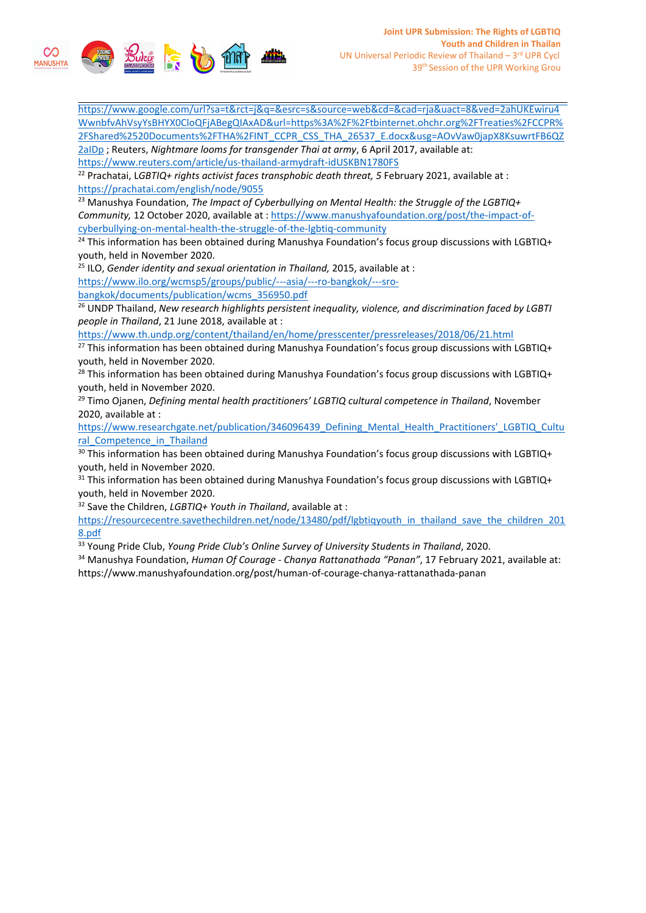https://www.google.com/url?sa=t&rct=j&q=&esrc=s&source=web&cd=&cad=rja&uact=8&ved=2ahUKEwiru4WwnbfvAhVsyYsBHYX0CloQFjABegQIAxAD&url=https%3A%2F%2Ftbinternet.ohchr.org%2FTreaties%2FCCPR%2FShared%2520Documents%2FTHA%2FINT_CCPR_CSS_THA_26537_E.docx&usg=AOvVaw0japX8KsuwrtFB6QZ2aIDp ; Reuters, *Nightmare looms for transgender Thai at army*, 6 April 2017, available at: https://www.reuters.com/article/us-thailand-armydraft-idUSKBN1780FS

[22] Prachatai, *LGBTIQ+ rights activist faces transphobic death threat, 5* February 2021, available at : https://prachatai.com/english/node/9055

[23] Manushya Foundation, *The Impact of Cyberbullying on Mental Health: the Struggle of the LGBTIQ+ Community,* 12 October 2020, available at : https://www.manushyafoundation.org/post/the-impact-of-cyberbullying-on-mental-health-the-struggle-of-the-lgbtiq-community

[24] This information has been obtained during Manushya Foundation's focus group discussions with LGBTIQ+ youth, held in November 2020.

[25] ILO, *Gender identity and sexual orientation in Thailand,* 2015, available at : https://www.ilo.org/wcmsp5/groups/public/---asia/---ro-bangkok/---sro-bangkok/documents/publication/wcms_356950.pdf

[26] UNDP Thailand, *New research highlights persistent inequality, violence, and discrimination faced by LGBTI people in Thailand*, 21 June 2018, available at : https://www.th.undp.org/content/thailand/en/home/presscenter/pressreleases/2018/06/21.html

[27] This information has been obtained during Manushya Foundation's focus group discussions with LGBTIQ+ youth, held in November 2020.

[28] This information has been obtained during Manushya Foundation's focus group discussions with LGBTIQ+ youth, held in November 2020.

[29] Timo Ojanen, *Defining mental health practitioners' LGBTIQ cultural competence in Thailand*, November 2020, available at : https://www.researchgate.net/publication/346096439_Defining_Mental_Health_Practitioners'_LGBTIQ_Cultural_Competence_in_Thailand

[30] This information has been obtained during Manushya Foundation's focus group discussions with LGBTIQ+ youth, held in November 2020.

[31] This information has been obtained during Manushya Foundation's focus group discussions with LGBTIQ+ youth, held in November 2020.

[32] Save the Children, *LGBTIQ+ Youth in Thailand*, available at : https://resourcecentre.savethechildren.net/node/13480/pdf/lgbtiqyouth_in_thailand_save_the_children_2018.pdf

[33] Young Pride Club, *Young Pride Club's Online Survey of University Students in Thailand*, 2020.

[34] Manushya Foundation, *Human Of Courage - Chanya Rattanathada "Panan"*, 17 February 2021, available at: https://www.manushyafoundation.org/post/human-of-courage-chanya-rattanathada-panan